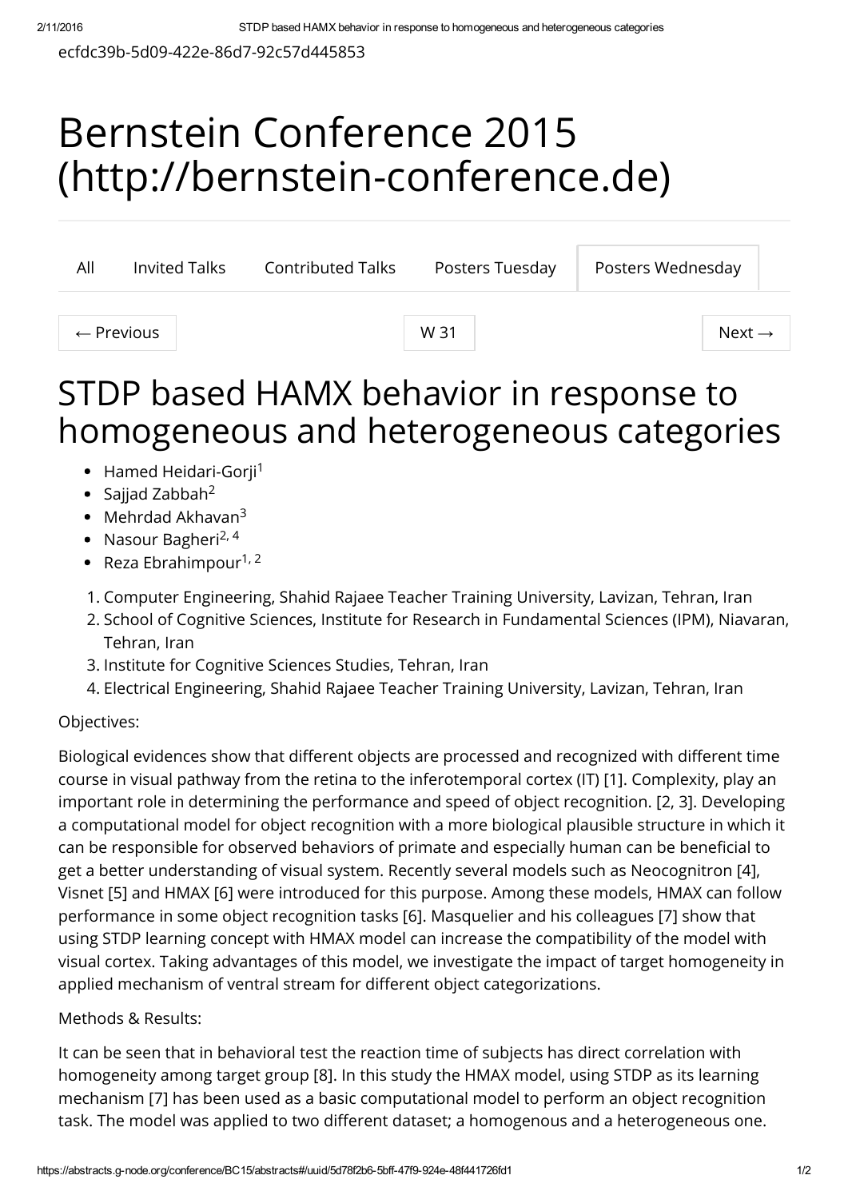ecfdc39b-5d09-422e-86d7-92c57d445853

# Bernstein Conference 2015 (http://bernstein-conference.de)

All | Invited Talks | Contributed Talks | Posters Tuesday | Posters Wednesday

← Previous | W 31 | Next →

# STDP based HAMX behavior in response to homogeneous and heterogeneous categories

- Hamed Heidari-Gorji[1]
- Sajjad Zabbah[2]
- Mehrdad Akhavan[3]
- Nasour Bagheri[2, 4]
- Reza Ebrahimpour[1, 2]

1. Computer Engineering, Shahid Rajaee Teacher Training University, Lavizan, Tehran, Iran
2. School of Cognitive Sciences, Institute for Research in Fundamental Sciences (IPM), Niavaran, Tehran, Iran
3. Institute for Cognitive Sciences Studies, Tehran, Iran
4. Electrical Engineering, Shahid Rajaee Teacher Training University, Lavizan, Tehran, Iran

Objectives:

Biological evidences show that different objects are processed and recognized with different time course in visual pathway from the retina to the inferotemporal cortex (IT) [1]. Complexity, play an important role in determining the performance and speed of object recognition. [2, 3]. Developing a computational model for object recognition with a more biological plausible structure in which it can be responsible for observed behaviors of primate and especially human can be beneficial to get a better understanding of visual system. Recently several models such as Neocognitron [4], Visnet [5] and HMAX [6] were introduced for this purpose. Among these models, HMAX can follow performance in some object recognition tasks [6]. Masquelier and his colleagues [7] show that using STDP learning concept with HMAX model can increase the compatibility of the model with visual cortex. Taking advantages of this model, we investigate the impact of target homogeneity in applied mechanism of ventral stream for different object categorizations.

Methods & Results:

It can be seen that in behavioral test the reaction time of subjects has direct correlation with homogeneity among target group [8]. In this study the HMAX model, using STDP as its learning mechanism [7] has been used as a basic computational model to perform an object recognition task. The model was applied to two different dataset; a homogenous and a heterogeneous one.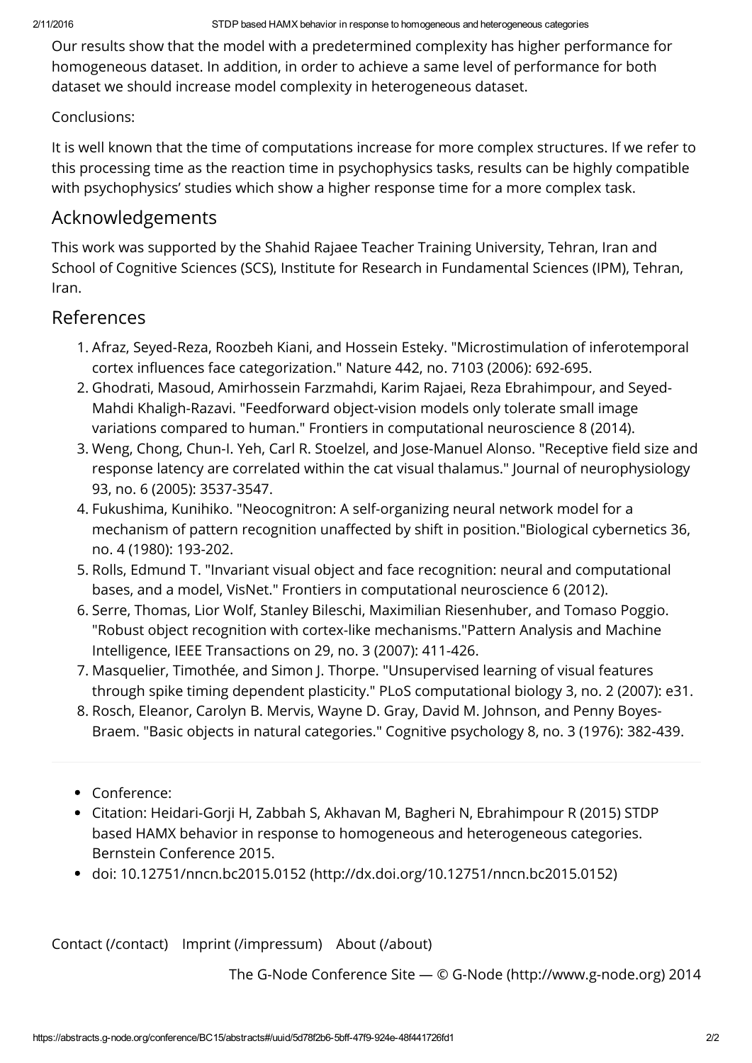Our results show that the model with a predetermined complexity has higher performance for homogeneous dataset. In addition, in order to achieve a same level of performance for both dataset we should increase model complexity in heterogeneous dataset.

Conclusions:

It is well known that the time of computations increase for more complex structures. If we refer to this processing time as the reaction time in psychophysics tasks, results can be highly compatible with psychophysics' studies which show a higher response time for a more complex task.

## Acknowledgements

This work was supported by the Shahid Rajaee Teacher Training University, Tehran, Iran and School of Cognitive Sciences (SCS), Institute for Research in Fundamental Sciences (IPM), Tehran, Iran.

## References

1. Afraz, Seyed-Reza, Roozbeh Kiani, and Hossein Esteky. "Microstimulation of inferotemporal cortex influences face categorization." Nature 442, no. 7103 (2006): 692-695.
2. Ghodrati, Masoud, Amirhossein Farzmahdi, Karim Rajaei, Reza Ebrahimpour, and Seyed-Mahdi Khaligh-Razavi. "Feedforward object-vision models only tolerate small image variations compared to human." Frontiers in computational neuroscience 8 (2014).
3. Weng, Chong, Chun-I. Yeh, Carl R. Stoelzel, and Jose-Manuel Alonso. "Receptive field size and response latency are correlated within the cat visual thalamus." Journal of neurophysiology 93, no. 6 (2005): 3537-3547.
4. Fukushima, Kunihiko. "Neocognitron: A self-organizing neural network model for a mechanism of pattern recognition unaffected by shift in position."Biological cybernetics 36, no. 4 (1980): 193-202.
5. Rolls, Edmund T. "Invariant visual object and face recognition: neural and computational bases, and a model, VisNet." Frontiers in computational neuroscience 6 (2012).
6. Serre, Thomas, Lior Wolf, Stanley Bileschi, Maximilian Riesenhuber, and Tomaso Poggio. "Robust object recognition with cortex-like mechanisms."Pattern Analysis and Machine Intelligence, IEEE Transactions on 29, no. 3 (2007): 411-426.
7. Masquelier, Timothée, and Simon J. Thorpe. "Unsupervised learning of visual features through spike timing dependent plasticity." PLoS computational biology 3, no. 2 (2007): e31.
8. Rosch, Eleanor, Carolyn B. Mervis, Wayne D. Gray, David M. Johnson, and Penny Boyes-Braem. "Basic objects in natural categories." Cognitive psychology 8, no. 3 (1976): 382-439.

---

- Conference:
- Citation: Heidari-Gorji H, Zabbah S, Akhavan M, Bagheri N, Ebrahimpour R (2015) STDP based HAMX behavior in response to homogeneous and heterogeneous categories. Bernstein Conference 2015.
- doi: 10.12751/nncn.bc2015.0152 (http://dx.doi.org/10.12751/nncn.bc2015.0152)

Contact (/contact) Imprint (/impressum) About (/about)

The G-Node Conference Site — © G-Node (http://www.g-node.org) 2014